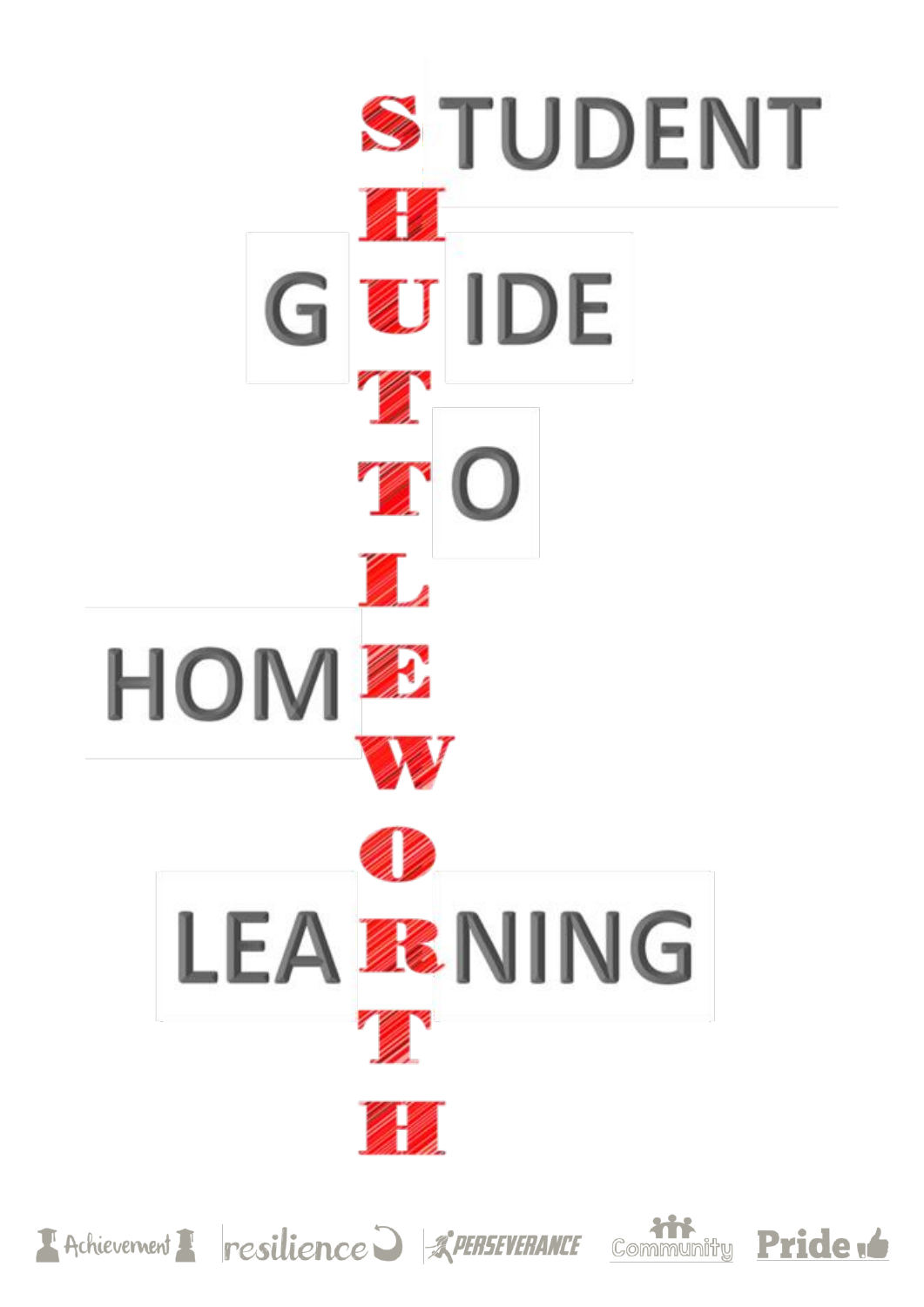# STUDENT GUIDE TO HOME LEARNING

**SHUTTLEWORTH**

Achievement | resilience | PERSEVERANCE | Community | Pride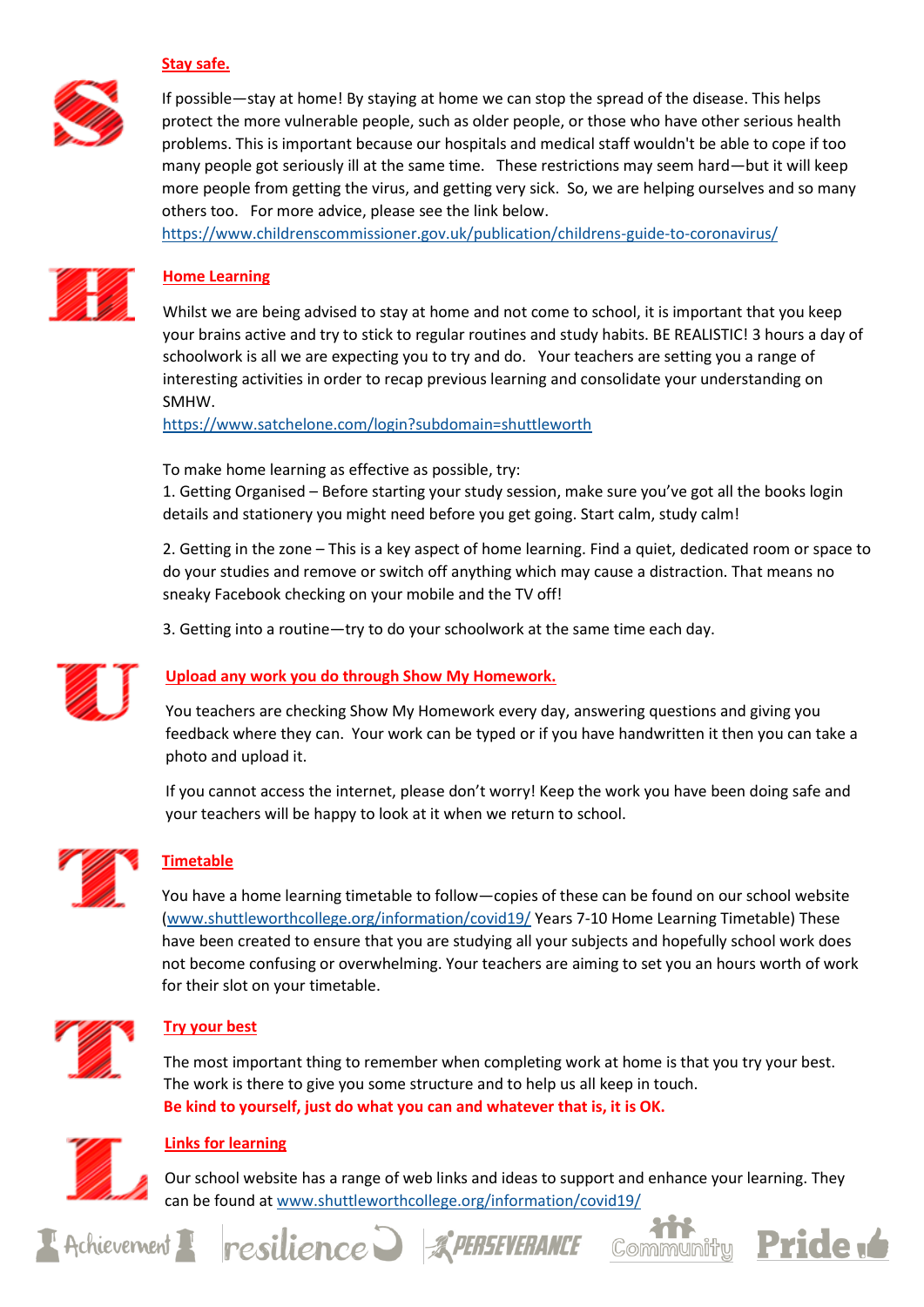## Stay safe.

If possible—stay at home! By staying at home we can stop the spread of the disease. This helps protect the more vulnerable people, such as older people, or those who have other serious health problems. This is important because our hospitals and medical staff wouldn't be able to cope if too many people got seriously ill at the same time.   These restrictions may seem hard—but it will keep more people from getting the virus, and getting very sick.  So, we are helping ourselves and so many others too.   For more advice, please see the link below.
https://www.childrenscommissioner.gov.uk/publication/childrens-guide-to-coronavirus/

## Home Learning

Whilst we are being advised to stay at home and not come to school, it is important that you keep your brains active and try to stick to regular routines and study habits. BE REALISTIC! 3 hours a day of schoolwork is all we are expecting you to try and do.   Your teachers are setting you a range of interesting activities in order to recap previous learning and consolidate your understanding on SMHW.
https://www.satchelone.com/login?subdomain=shuttleworth

To make home learning as effective as possible, try:

1. Getting Organised – Before starting your study session, make sure you've got all the books login details and stationery you might need before you get going. Start calm, study calm!

2. Getting in the zone – This is a key aspect of home learning. Find a quiet, dedicated room or space to do your studies and remove or switch off anything which may cause a distraction. That means no sneaky Facebook checking on your mobile and the TV off!

3. Getting into a routine—try to do your schoolwork at the same time each day.

## Upload any work you do through Show My Homework.

You teachers are checking Show My Homework every day, answering questions and giving you feedback where they can.  Your work can be typed or if you have handwritten it then you can take a photo and upload it.

If you cannot access the internet, please don't worry! Keep the work you have been doing safe and your teachers will be happy to look at it when we return to school.

## Timetable

You have a home learning timetable to follow—copies of these can be found on our school website (www.shuttleworthcollege.org/information/covid19/ Years 7-10 Home Learning Timetable) These have been created to ensure that you are studying all your subjects and hopefully school work does not become confusing or overwhelming. Your teachers are aiming to set you an hours worth of work for their slot on your timetable.

## Try your best

The most important thing to remember when completing work at home is that you try your best. The work is there to give you some structure and to help us all keep in touch.
**Be kind to yourself, just do what you can and whatever that is, it is OK.**

## Links for learning

Our school website has a range of web links and ideas to support and enhance your learning. They can be found at www.shuttleworthcollege.org/information/covid19/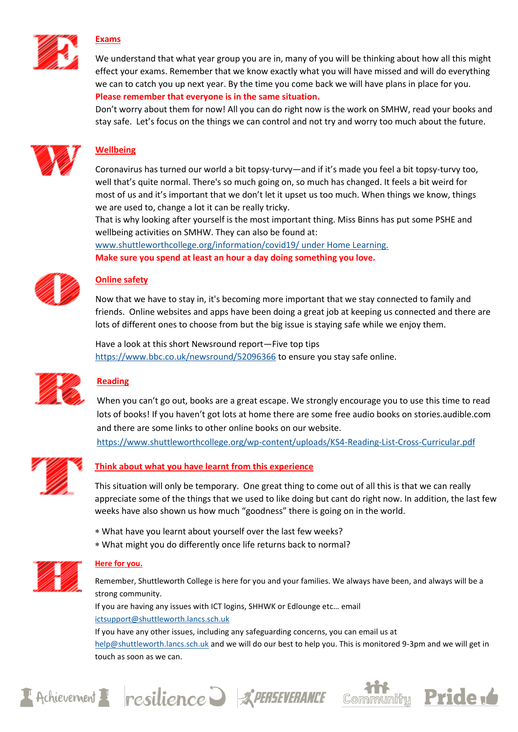## Exams

We understand that what year group you are in, many of you will be thinking about how all this might effect your exams. Remember that we know exactly what you will have missed and will do everything we can to catch you up next year. By the time you come back we will have plans in place for you.

**Please remember that everyone is in the same situation.**

Don't worry about them for now! All you can do right now is the work on SMHW, read your books and stay safe. Let's focus on the things we can control and not try and worry too much about the future.

## Wellbeing

Coronavirus has turned our world a bit topsy-turvy—and if it's made you feel a bit topsy-turvy too, well that's quite normal. There's so much going on, so much has changed. It feels a bit weird for most of us and it's important that we don't let it upset us too much. When things we know, things we are used to, change a lot it can be really tricky.

That is why looking after yourself is the most important thing. Miss Binns has put some PSHE and wellbeing activities on SMHW. They can also be found at: www.shuttleworthcollege.org/information/covid19/ under Home Learning.

**Make sure you spend at least an hour a day doing something you love.**

## Online safety

Now that we have to stay in, it's becoming more important that we stay connected to family and friends. Online websites and apps have been doing a great job at keeping us connected and there are lots of different ones to choose from but the big issue is staying safe while we enjoy them.

Have a look at this short Newsround report—Five top tips https://www.bbc.co.uk/newsround/52096366 to ensure you stay safe online.

## Reading

When you can't go out, books are a great escape. We strongly encourage you to use this time to read lots of books! If you haven't got lots at home there are some free audio books on stories.audible.com and there are some links to other online books on our website.

https://www.shuttleworthcollege.org/wp-content/uploads/KS4-Reading-List-Cross-Curricular.pdf

## Think about what you have learnt from this experience

This situation will only be temporary. One great thing to come out of all this is that we can really appreciate some of the things that we used to like doing but cant do right now. In addition, the last few weeks have also shown us how much "goodness" there is going on in the world.

- What have you learnt about yourself over the last few weeks?
- What might you do differently once life returns back to normal?

## Here for you.

Remember, Shuttleworth College is here for you and your families. We always have been, and always will be a strong community.

If you are having any issues with ICT logins, SHHWK or Edlounge etc… email ictsupport@shuttleworth.lancs.sch.uk

If you have any other issues, including any safeguarding concerns, you can email us at help@shuttleworth.lancs.sch.uk and we will do our best to help you. This is monitored 9-3pm and we will get in touch as soon as we can.

Achievement resilience PERSEVERANCE Community Pride